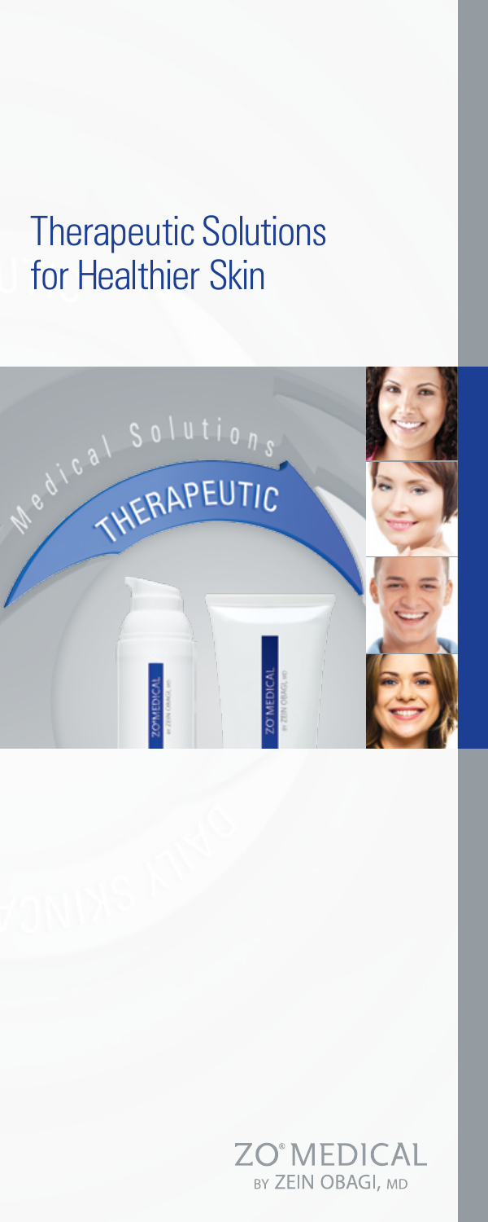# Therapeutic Solutions for Healthier Skin

Medical Solutions

THERAPEUTIC

ZO® MEDICAL BY ZEIN OBAGI, MD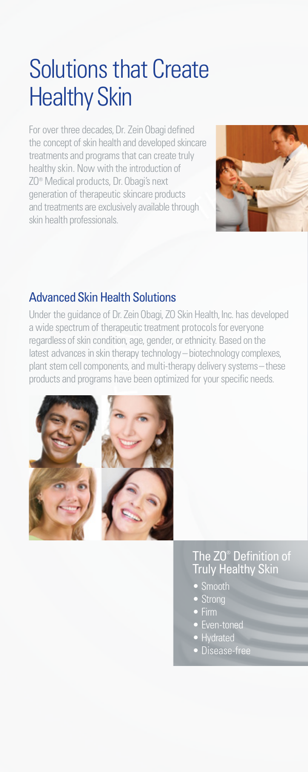# Solutions that Create Healthy Skin

For over three decades, Dr. Zein Obagi defined the concept of skin health and developed skincare treatments and programs that can create truly healthy skin. Now with the introduction of ZO® Medical products, Dr. Obagi's next generation of therapeutic skincare products and treatments are exclusively available through skin health professionals.

## Advanced Skin Health Solutions

Under the guidance of Dr. Zein Obagi, ZO Skin Health, Inc. has developed a wide spectrum of therapeutic treatment protocols for everyone regardless of skin condition, age, gender, or ethnicity. Based on the latest advances in skin therapy technology – biotechnology complexes, plant stem cell components, and multi-therapy delivery systems – these products and programs have been optimized for your specific needs.

### The ZO® Definition of Truly Healthy Skin

- Smooth
- Strong
- Firm
- Even-toned
- Hydrated
- Disease-free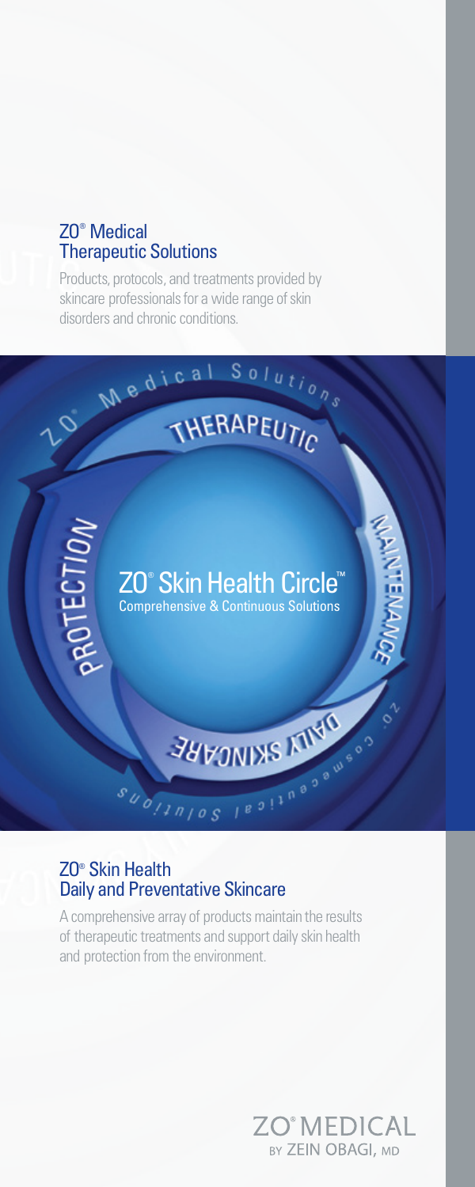## ZO® Medical Therapeutic Solutions

Products, protocols, and treatments provided by skincare professionals for a wide range of skin disorders and chronic conditions.

ZO® Medical Solutions

THERAPEUTIC

PROTECTION

MAINTENANCE

ZO® Skin Health Circle™

Comprehensive & Continuous Solutions

DAILY SKINCARE

ZO® Cosmeceutical Solutions

## ZO® Skin Health Daily and Preventative Skincare

A comprehensive array of products maintain the results of therapeutic treatments and support daily skin health and protection from the environment.

ZO® MEDICAL BY ZEIN OBAGI, MD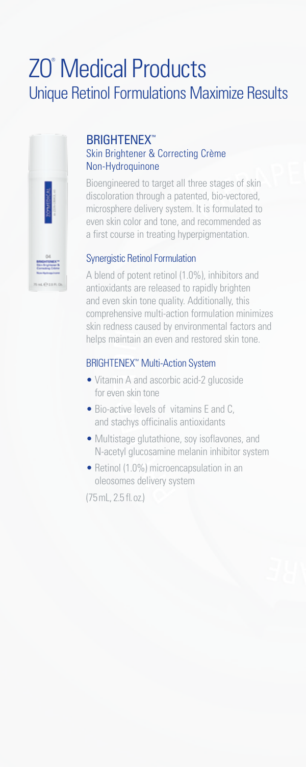# ZO® Medical Products

## Unique Retinol Formulations Maximize Results

### BRIGHTENEX™

**Skin Brightener & Correcting Crème**
**Non-Hydroquinone**

Bioengineered to target all three stages of skin discoloration through a patented, bio-vectored, microsphere delivery system. It is formulated to even skin color and tone, and recommended as a first course in treating hyperpigmentation.

#### Synergistic Retinol Formulation

A blend of potent retinol (1.0%), inhibitors and antioxidants are released to rapidly brighten and even skin tone quality. Additionally, this comprehensive multi-action formulation minimizes skin redness caused by environmental factors and helps maintain an even and restored skin tone.

#### BRIGHTENEX™ Multi-Action System

- Vitamin A and ascorbic acid-2 glucoside for even skin tone
- Bio-active levels of vitamins E and C, and stachys officinalis antioxidants
- Multistage glutathione, soy isoflavones, and N-acetyl glucosamine melanin inhibitor system
- Retinol (1.0%) microencapsulation in an oleosomes delivery system

(75 mL, 2.5 fl. oz.)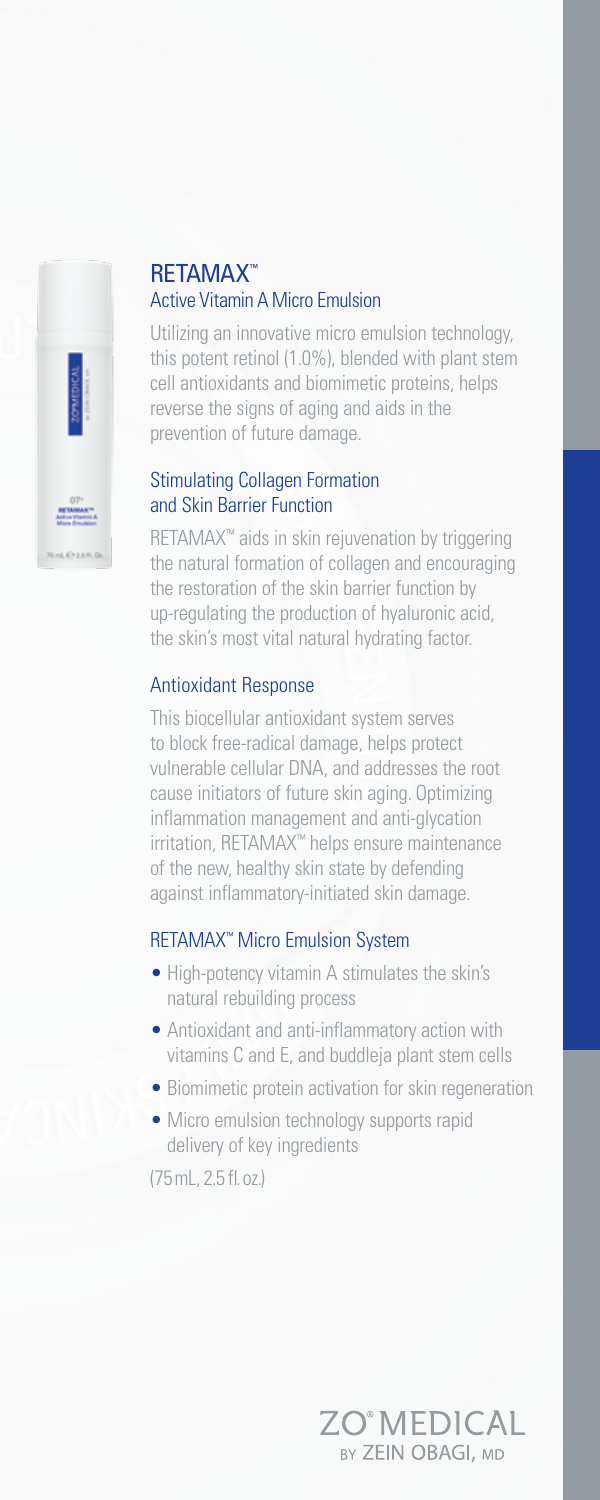# RETAMAX™

## Active Vitamin A Micro Emulsion

Utilizing an innovative micro emulsion technology, this potent retinol (1.0%), blended with plant stem cell antioxidants and biomimetic proteins, helps reverse the signs of aging and aids in the prevention of future damage.

### Stimulating Collagen Formation and Skin Barrier Function

RETAMAX™ aids in skin rejuvenation by triggering the natural formation of collagen and encouraging the restoration of the skin barrier function by up-regulating the production of hyaluronic acid, the skin's most vital natural hydrating factor.

### Antioxidant Response

This biocellular antioxidant system serves to block free-radical damage, helps protect vulnerable cellular DNA, and addresses the root cause initiators of future skin aging. Optimizing inflammation management and anti-glycation irritation, RETAMAX™ helps ensure maintenance of the new, healthy skin state by defending against inflammatory-initiated skin damage.

### RETAMAX™ Micro Emulsion System

- High-potency vitamin A stimulates the skin's natural rebuilding process
- Antioxidant and anti-inflammatory action with vitamins C and E, and buddleja plant stem cells
- Biomimetic protein activation for skin regeneration
- Micro emulsion technology supports rapid delivery of key ingredients

(75 mL, 2.5 fl. oz.)

ZO® MEDICAL BY ZEIN OBAGI, MD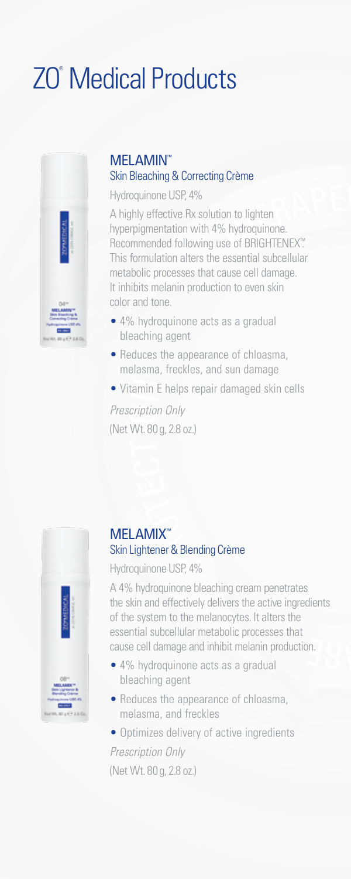# ZO® Medical Products

## MELAMIN™

### Skin Bleaching & Correcting Crème

Hydroquinone USP, 4%

A highly effective Rx solution to lighten hyperpigmentation with 4% hydroquinone. Recommended following use of BRIGHTENEX™. This formulation alters the essential subcellular metabolic processes that cause cell damage. It inhibits melanin production to even skin color and tone.

- 4% hydroquinone acts as a gradual bleaching agent
- Reduces the appearance of chloasma, melasma, freckles, and sun damage
- Vitamin E helps repair damaged skin cells

*Prescription Only*

(Net Wt. 80 g, 2.8 oz.)

## MELAMIX™

### Skin Lightener & Blending Crème

Hydroquinone USP, 4%

A 4% hydroquinone bleaching cream penetrates the skin and effectively delivers the active ingredients of the system to the melanocytes. It alters the essential subcellular metabolic processes that cause cell damage and inhibit melanin production.

- 4% hydroquinone acts as a gradual bleaching agent
- Reduces the appearance of chloasma, melasma, and freckles
- Optimizes delivery of active ingredients

*Prescription Only*

(Net Wt. 80 g, 2.8 oz.)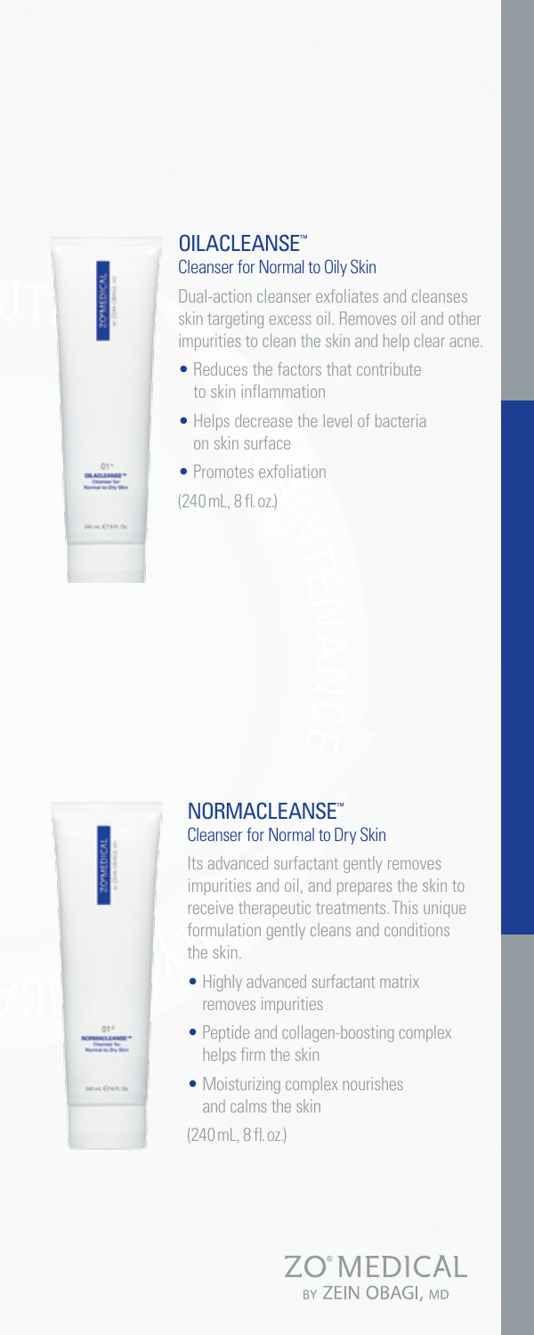## OILACLEANSE™

### Cleanser for Normal to Oily Skin

Dual-action cleanser exfoliates and cleanses skin targeting excess oil. Removes oil and other impurities to clean the skin and help clear acne.

- Reduces the factors that contribute to skin inflammation
- Helps decrease the level of bacteria on skin surface
- Promotes exfoliation

(240 mL, 8 fl. oz.)

## NORMACLEANSE™

### Cleanser for Normal to Dry Skin

Its advanced surfactant gently removes impurities and oil, and prepares the skin to receive therapeutic treatments. This unique formulation gently cleans and conditions the skin.

- Highly advanced surfactant matrix removes impurities
- Peptide and collagen-boosting complex helps firm the skin
- Moisturizing complex nourishes and calms the skin

(240 mL, 8 fl. oz.)

ZO® MEDICAL
BY ZEIN OBAGI, MD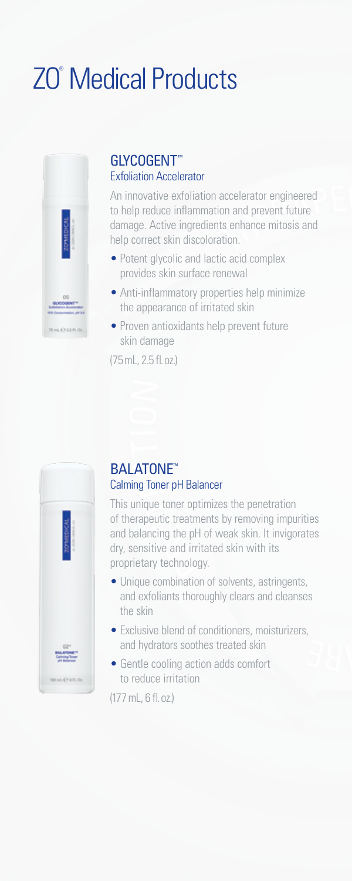# ZO® Medical Products

## GLYCOGENT™
### Exfoliation Accelerator

An innovative exfoliation accelerator engineered to help reduce inflammation and prevent future damage. Active ingredients enhance mitosis and help correct skin discoloration.

- Potent glycolic and lactic acid complex provides skin surface renewal
- Anti-inflammatory properties help minimize the appearance of irritated skin
- Proven antioxidants help prevent future skin damage

(75 mL, 2.5 fl. oz.)

## BALATONE™
### Calming Toner pH Balancer

This unique toner optimizes the penetration of therapeutic treatments by removing impurities and balancing the pH of weak skin. It invigorates dry, sensitive and irritated skin with its proprietary technology.

- Unique combination of solvents, astringents, and exfoliants thoroughly clears and cleanses the skin
- Exclusive blend of conditioners, moisturizers, and hydrators soothes treated skin
- Gentle cooling action adds comfort to reduce irritation

(177 mL, 6 fl. oz.)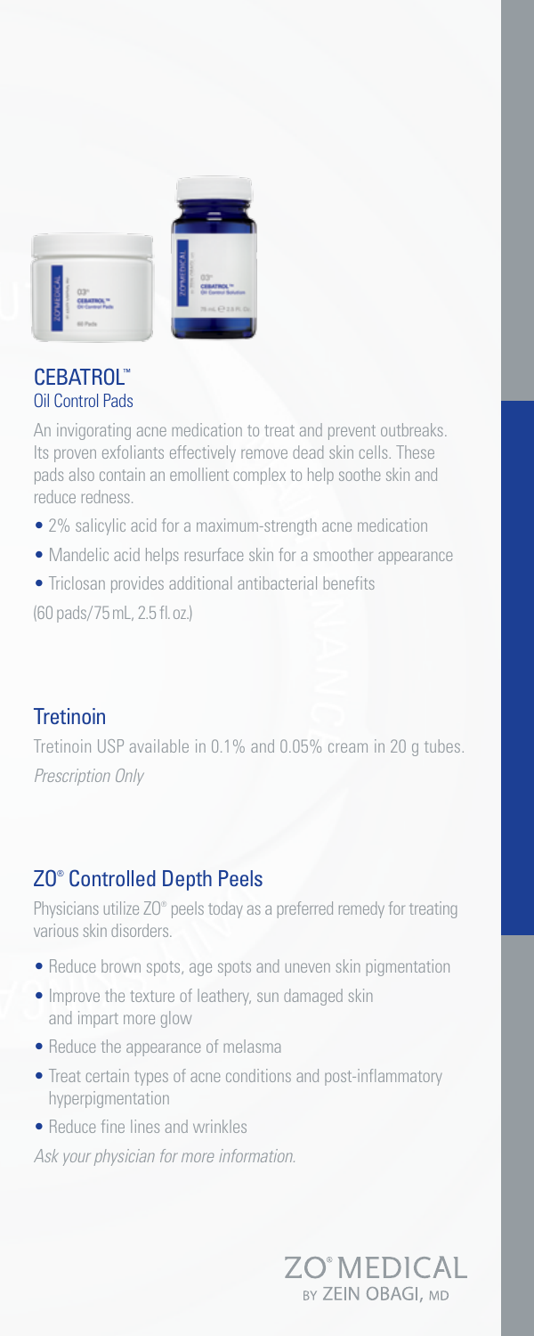## CEBATROL™
### Oil Control Pads

An invigorating acne medication to treat and prevent outbreaks. Its proven exfoliants effectively remove dead skin cells. These pads also contain an emollient complex to help soothe skin and reduce redness.

- 2% salicylic acid for a maximum-strength acne medication
- Mandelic acid helps resurface skin for a smoother appearance
- Triclosan provides additional antibacterial benefits

(60 pads/75 mL, 2.5 fl. oz.)

## Tretinoin

Tretinoin USP available in 0.1% and 0.05% cream in 20 g tubes.
*Prescription Only*

## ZO® Controlled Depth Peels

Physicians utilize ZO® peels today as a preferred remedy for treating various skin disorders.

- Reduce brown spots, age spots and uneven skin pigmentation
- Improve the texture of leathery, sun damaged skin and impart more glow
- Reduce the appearance of melasma
- Treat certain types of acne conditions and post-inflammatory hyperpigmentation
- Reduce fine lines and wrinkles

*Ask your physician for more information.*

ZO® MEDICAL BY ZEIN OBAGI, MD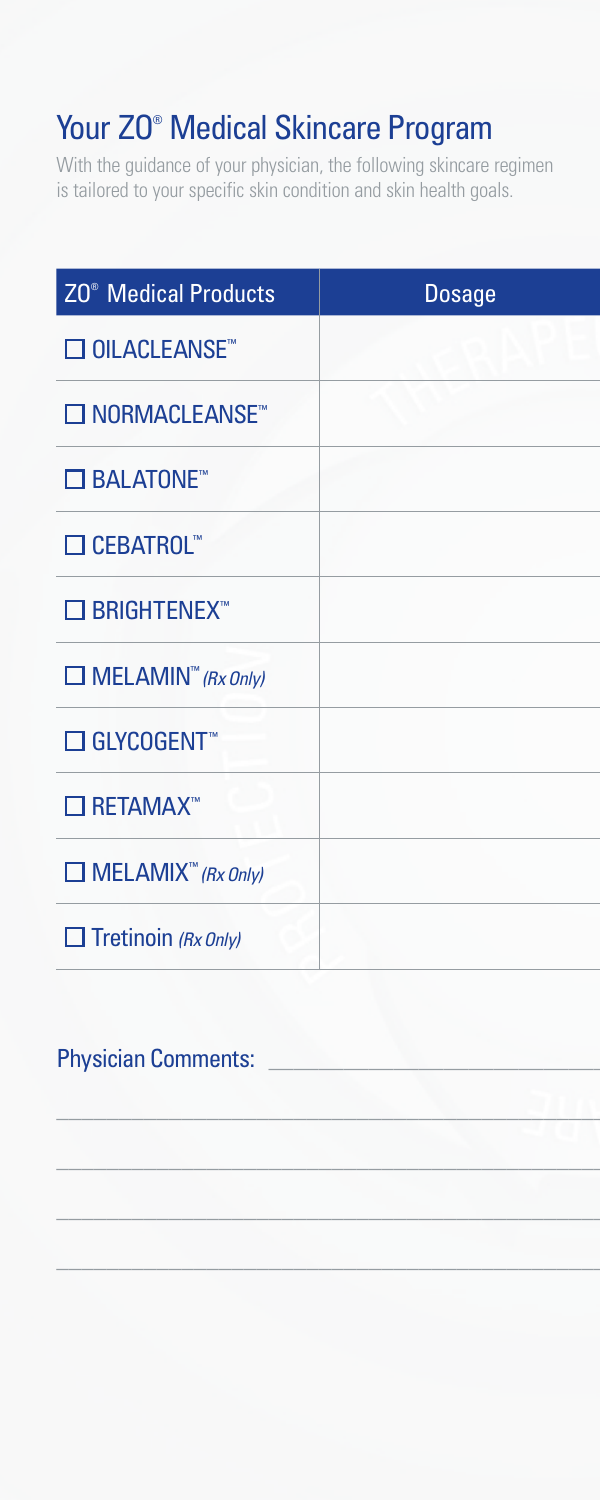# Your ZO® Medical Skincare Program

With the guidance of your physician, the following skincare regimen is tailored to your specific skin condition and skin health goals.

| ZO® Medical Products | Dosage |
| --- | --- |
| ☐ OILACLEANSE™ | |
| ☐ NORMACLEANSE™ | |
| ☐ BALATONE™ | |
| ☐ CEBATROL™ | |
| ☐ BRIGHTENEX™ | |
| ☐ MELAMIN™ *(Rx Only)* | |
| ☐ GLYCOGENT™ | |
| ☐ RETAMAX™ | |
| ☐ MELAMIX™ *(Rx Only)* | |
| ☐ Tretinoin *(Rx Only)* | |

Physician Comments: ______________________________

______________________________________________

______________________________________________

______________________________________________

______________________________________________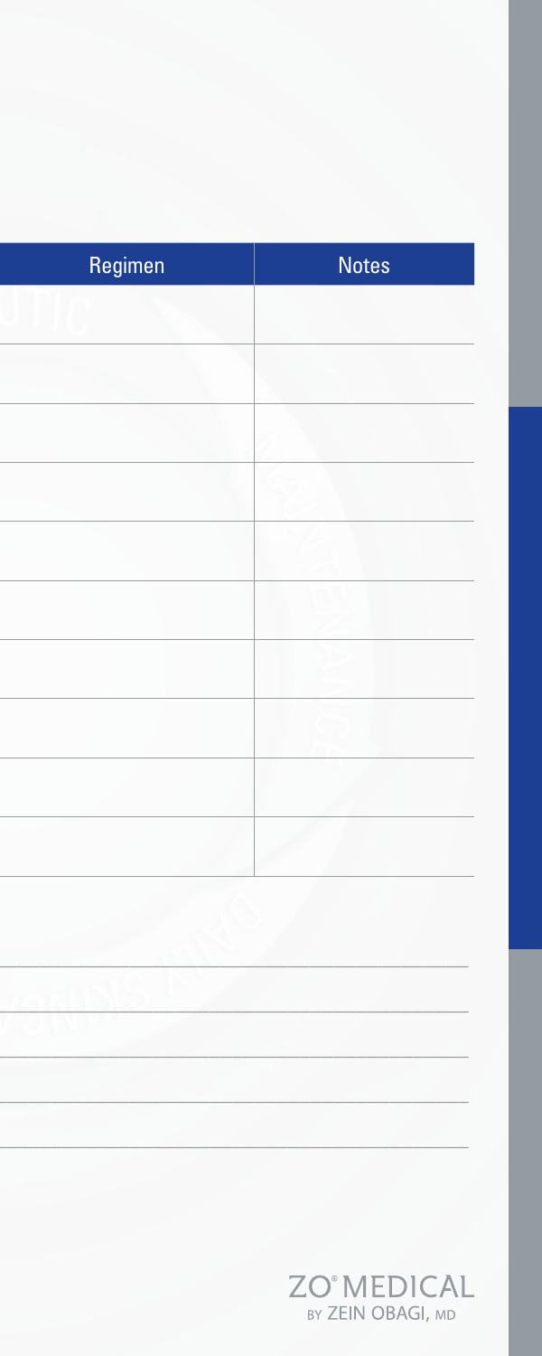| Regimen | Notes |
| --- | --- |
| | |
| | |
| | |
| | |
| | |
| | |
| | |
| | |
| | |
| | |

ZO® MEDICAL
BY ZEIN OBAGI, MD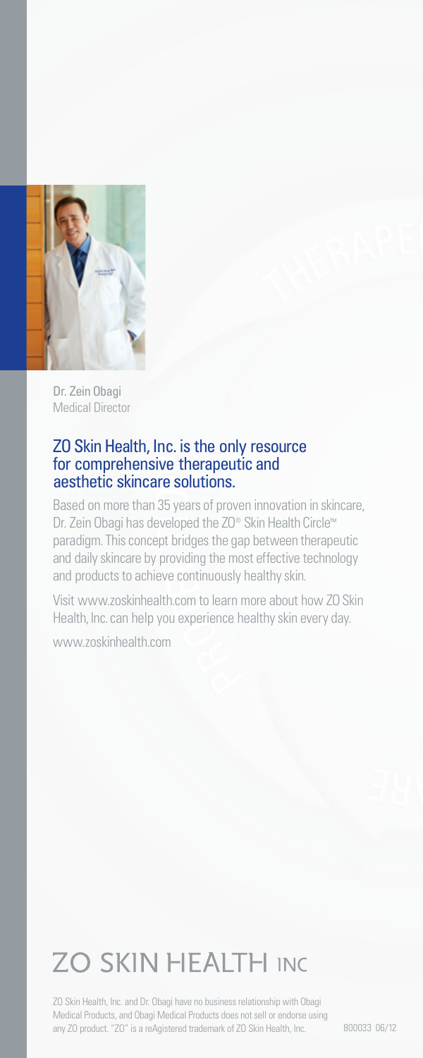Dr. Zein Obagi
Medical Director

## ZO Skin Health, Inc. is the only resource for comprehensive therapeutic and aesthetic skincare solutions.

Based on more than 35 years of proven innovation in skincare, Dr. Zein Obagi has developed the ZO® Skin Health Circle™ paradigm. This concept bridges the gap between therapeutic and daily skincare by providing the most effective technology and products to achieve continuously healthy skin.

Visit www.zoskinhealth.com to learn more about how ZO Skin Health, Inc. can help you experience healthy skin every day.

www.zoskinhealth.com

# ZO SKIN HEALTH INC

ZO Skin Health, Inc. and Dr. Obagi have no business relationship with Obagi Medical Products, and Obagi Medical Products does not sell or endorse using any ZO product. "ZO" is a reAgistered trademark of ZO Skin Health, Inc.

800033 06/12